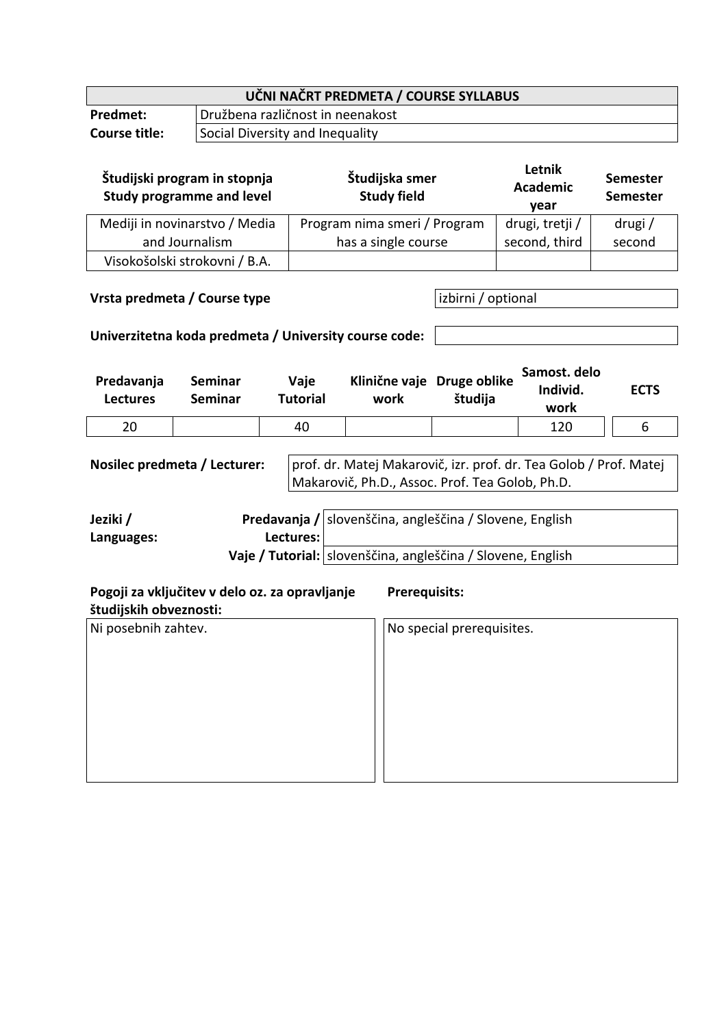| UČNI NAČRT PREDMETA / COURSE SYLLABUS | |
|---|---|
| **Predmet:** | Družbena različnost in neenakost |
| **Course title:** | Social Diversity and Inequality |

| Študijski program in stopnja<br>Study programme and level | Študijska smer<br>Study field | Letnik<br>Academic year | Semester<br>Semester |
|---|---|---|---|
| Mediji in novinarstvo / Media and Journalism | Program nima smeri / Program has a single course | drugi, tretji / second, third | drugi / second |
| Visokošolski strokovni / B.A. | | | |

| **Vrsta predmeta / Course type** | izbirni / optional |
|---|---|

| **Univerzitetna koda predmeta / University course code:** | |
|---|---|

| Predavanja<br>Lectures | Seminar<br>Seminar | Vaje<br>Tutorial | Klinične vaje<br>work | Druge oblike študija | Samost. delo<br>Individ. work | ECTS |
|---|---|---|---|---|---|---|
| 20 | | 40 | | | 120 | 6 |

| **Nosilec predmeta / Lecturer:** | prof. dr. Matej Makarovič, izr. prof. dr. Tea Golob / Prof. Matej Makarovič, Ph.D., Assoc. Prof. Tea Golob, Ph.D. |
|---|---|

| **Jeziki / Languages:** | **Predavanja / Lectures:** | slovenščina, angleščina / Slovene, English |
|---|---|---|
| | **Vaje / Tutorial:** | slovenščina, angleščina / Slovene, English |

| **Pogoji za vključitev v delo oz. za opravljanje študijskih obveznosti:** | **Prerequisits:** |
|---|---|
| Ni posebnih zahtev. | No special prerequisites. |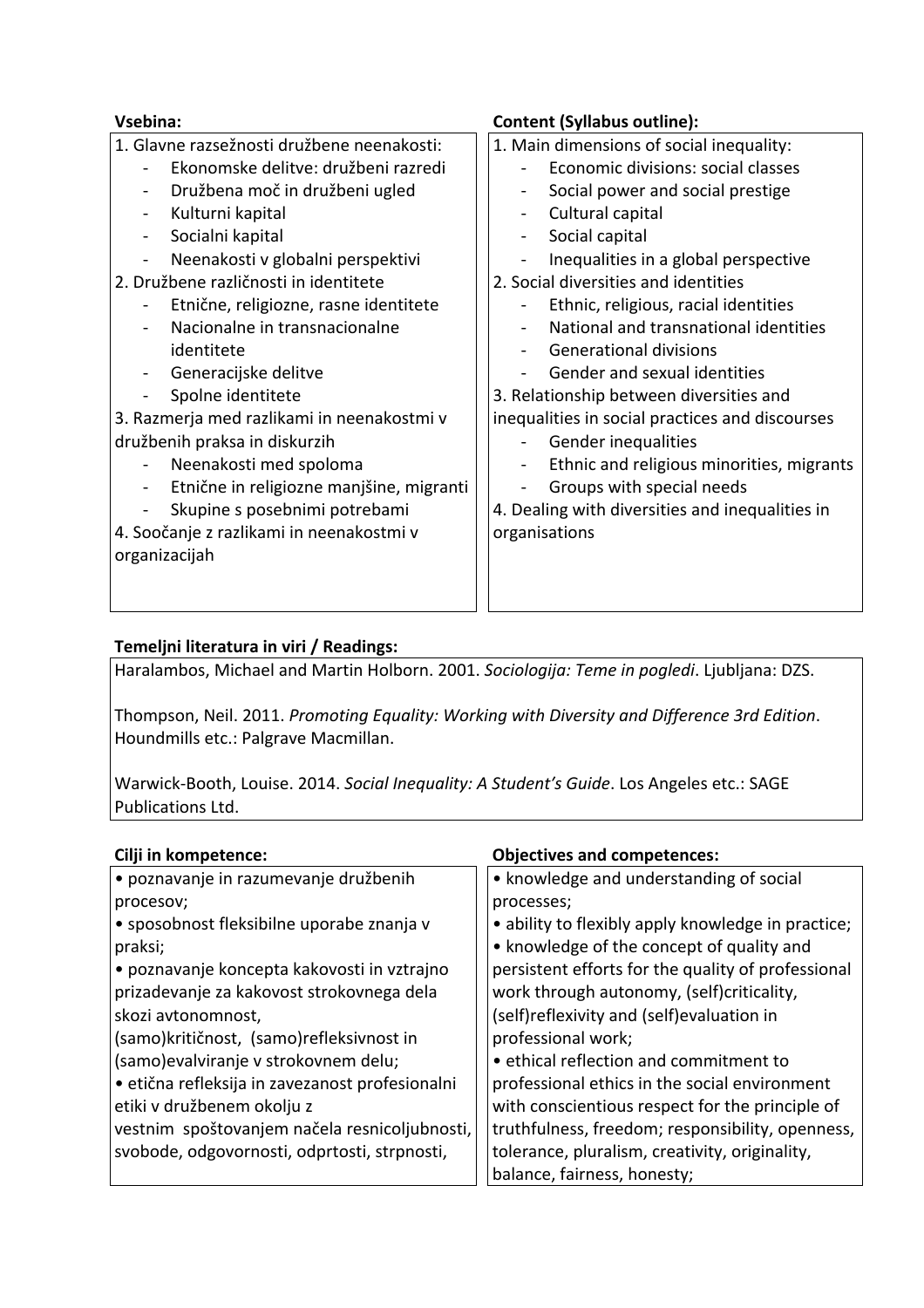| **Vsebina:** | **Content (Syllabus outline):** |
|---|---|
| 1. Glavne razsežnosti družbene neenakosti:<br>- Ekonomske delitve: družbeni razredi<br>- Družbena moč in družbeni ugled<br>- Kulturni kapital<br>- Socialni kapital<br>- Neenakosti v globalni perspektivi<br>2. Družbene različnosti in identitete<br>- Etnične, religiozne, rasne identitete<br>- Nacionalne in transnacionalne identitete<br>- Generacijske delitve<br>- Spolne identitete<br>3. Razmerja med razlikami in neenakostmi v družbenih praksa in diskurzih<br>- Neenakosti med spoloma<br>- Etnične in religiozne manjšine, migranti<br>- Skupine s posebnimi potrebami<br>4. Soočanje z razlikami in neenakostmi v organizacijah | 1. Main dimensions of social inequality:<br>- Economic divisions: social classes<br>- Social power and social prestige<br>- Cultural capital<br>- Social capital<br>- Inequalities in a global perspective<br>2. Social diversities and identities<br>- Ethnic, religious, racial identities<br>- National and transnational identities<br>- Generational divisions<br>- Gender and sexual identities<br>3. Relationship between diversities and inequalities in social practices and discourses<br>- Gender inequalities<br>- Ethnic and religious minorities, migrants<br>- Groups with special needs<br>4. Dealing with diversities and inequalities in organisations |

**Temeljni literatura in viri / Readings:**

Haralambos, Michael and Martin Holborn. 2001. *Sociologija: Teme in pogledi*. Ljubljana: DZS.

Thompson, Neil. 2011. *Promoting Equality: Working with Diversity and Difference 3rd Edition*. Houndmills etc.: Palgrave Macmillan.

Warwick-Booth, Louise. 2014. *Social Inequality: A Student's Guide*. Los Angeles etc.: SAGE Publications Ltd.

| **Cilji in kompetence:** | **Objectives and competences:** |
|---|---|
| • poznavanje in razumevanje družbenih procesov;<br>• sposobnost fleksibilne uporabe znanja v praksi;<br>• poznavanje koncepta kakovosti in vztrajno prizadevanje za kakovost strokovnega dela skozi avtonomnost, (samo)kritičnost, (samo)refleksivnost in (samo)evalviranje v strokovnem delu;<br>• etična refleksija in zavezanost profesionalni etiki v družbenem okolju z vestnim spoštovanjem načela resnicoljubnosti, svobode, odgovornosti, odprtosti, strpnosti, | • knowledge and understanding of social processes;<br>• ability to flexibly apply knowledge in practice;<br>• knowledge of the concept of quality and persistent efforts for the quality of professional work through autonomy, (self)criticality, (self)reflexivity and (self)evaluation in professional work;<br>• ethical reflection and commitment to professional ethics in the social environment with conscientious respect for the principle of truthfulness, freedom; responsibility, openness, tolerance, pluralism, creativity, originality, balance, fairness, honesty; |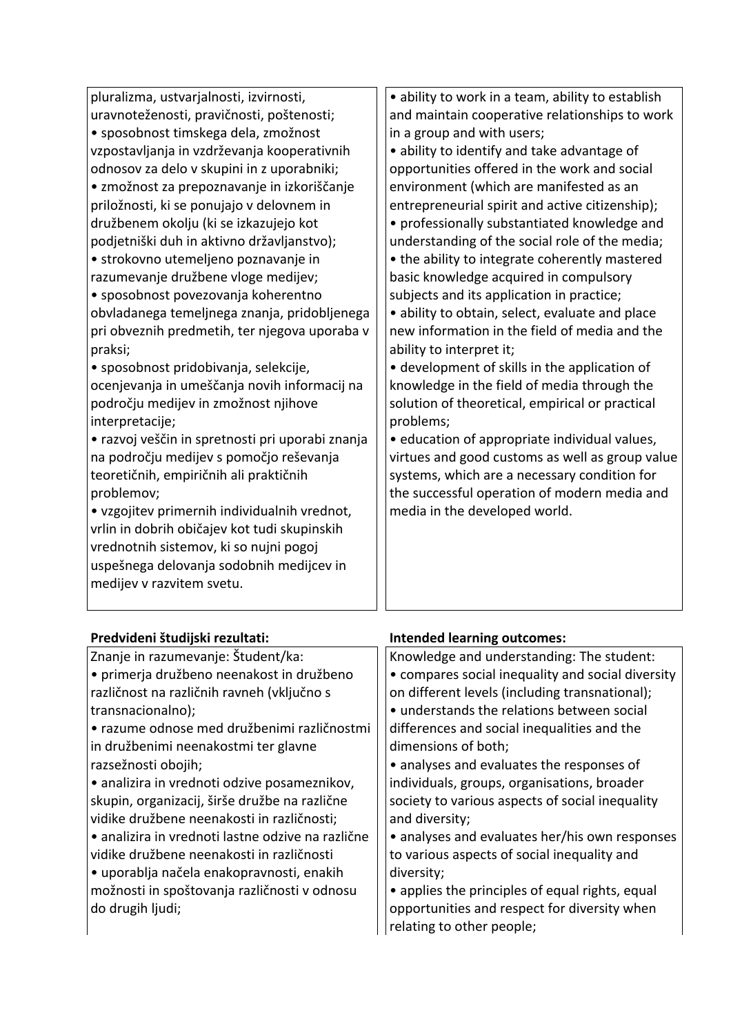| | |
|---|---|
| pluralizma, ustvarjalnosti, izvirnosti, uravnoteženosti, pravičnosti, poštenosti;<br>• sposobnost timskega dela, zmožnost vzpostavljanja in vzdrževanja kooperativnih odnosov za delo v skupini in z uporabniki;<br>• zmožnost za prepoznavanje in izkoriščanje priložnosti, ki se ponujajo v delovnem in družbenem okolju (ki se izkazujejo kot podjetniški duh in aktivno državljanstvo);<br>• strokovno utemeljeno poznavanje in razumevanje družbene vloge medijev;<br>• sposobnost povezovanja koherentno obvladanega temeljnega znanja, pridobljenega pri obveznih predmetih, ter njegova uporaba v praksi;<br>• sposobnost pridobivanja, selekcije, ocenjevanja in umeščanja novih informacij na področju medijev in zmožnost njihove interpretacije;<br>• razvoj veščin in spretnosti pri uporabi znanja na področju medijev s pomočjo reševanja teoretičnih, empiričnih ali praktičnih problemov;<br>• vzgojitev primernih individualnih vrednot, vrlin in dobrih običajev kot tudi skupinskih vrednotnih sistemov, ki so nujni pogoj uspešnega delovanja sodobnih medijcev in medijev v razvitem svetu. | • ability to work in a team, ability to establish and maintain cooperative relationships to work in a group and with users;<br>• ability to identify and take advantage of opportunities offered in the work and social environment (which are manifested as an entrepreneurial spirit and active citizenship);<br>• professionally substantiated knowledge and understanding of the social role of the media;<br>• the ability to integrate coherently mastered basic knowledge acquired in compulsory subjects and its application in practice;<br>• ability to obtain, select, evaluate and place new information in the field of media and the ability to interpret it;<br>• development of skills in the application of knowledge in the field of media through the solution of theoretical, empirical or practical problems;<br>• education of appropriate individual values, virtues and good customs as well as group value systems, which are a necessary condition for the successful operation of modern media and media in the developed world. |

| **Predvideni študijski rezultati:** | **Intended learning outcomes:** |
|---|---|
| Znanje in razumevanje: Študent/ka:<br>• primerja družbeno neenakost in družbeno različnost na različnih ravneh (vključno s transnacionalno);<br>• razume odnose med družbenimi različnostmi in družbenimi neenakostmi ter glavne razsežnosti obojih;<br>• analizira in vrednoti odzive posameznikov, skupin, organizacij, širše družbe na različne vidike družbene neenakosti in različnosti;<br>• analizira in vrednoti lastne odzive na različne vidike družbene neenakosti in različnosti<br>• uporablja načela enakopravnosti, enakih možnosti in spoštovanja različnosti v odnosu do drugih ljudi; | Knowledge and understanding: The student:<br>• compares social inequality and social diversity on different levels (including transnational);<br>• understands the relations between social differences and social inequalities and the dimensions of both;<br>• analyses and evaluates the responses of individuals, groups, organisations, broader society to various aspects of social inequality and diversity;<br>• analyses and evaluates her/his own responses to various aspects of social inequality and diversity;<br>• applies the principles of equal rights, equal opportunities and respect for diversity when relating to other people; |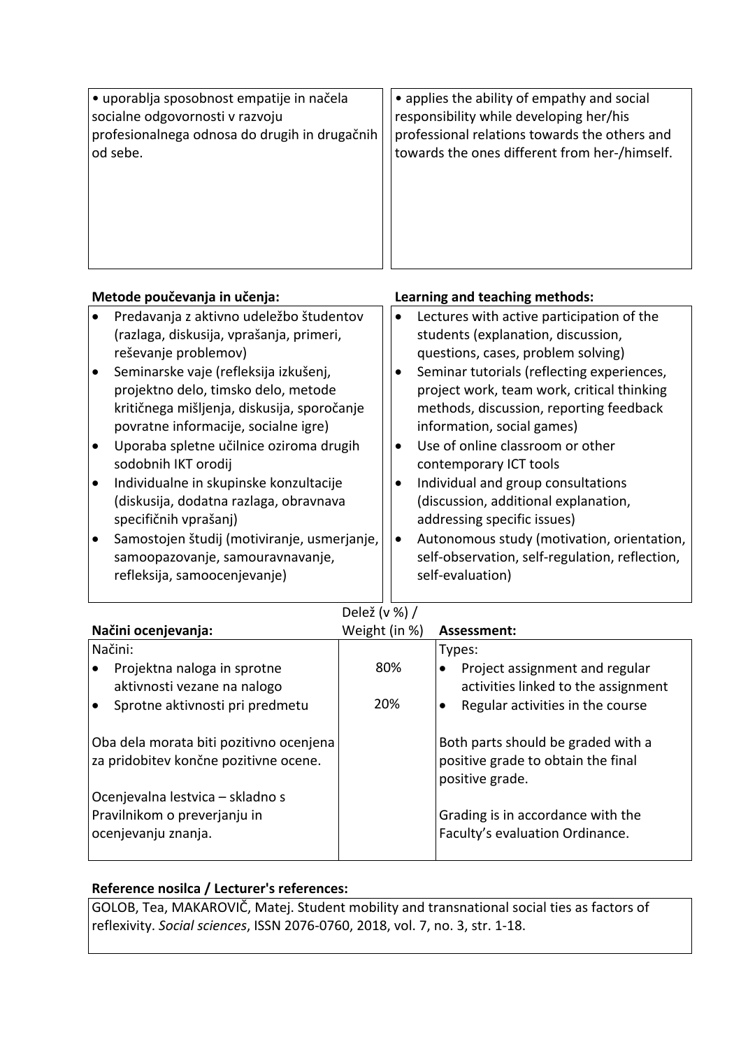| | |
|---|---|
| • uporablja sposobnost empatije in načela socialne odgovornosti v razvoju profesionalnega odnosa do drugih in drugačnih od sebe. | • applies the ability of empathy and social responsibility while developing her/his professional relations towards the others and towards the ones different from her-/himself. |

| **Metode poučevanja in učenja:** | **Learning and teaching methods:** |
|---|---|
| • Predavanja z aktivno udeležbo študentov (razlaga, diskusija, vprašanja, primeri, reševanje problemov)<br>• Seminarske vaje (refleksija izkušenj, projektno delo, timsko delo, metode kritičnega mišljenja, diskusija, sporočanje povratne informacije, socialne igre)<br>• Uporaba spletne učilnice oziroma drugih sodobnih IKT orodij<br>• Individualne in skupinske konzultacije (diskusija, dodatna razlaga, obravnava specifičnih vprašanj)<br>• Samostojen študij (motiviranje, usmerjanje, samoopazovanje, samouravnavanje, refleksija, samoocenjevanje) | • Lectures with active participation of the students (explanation, discussion, questions, cases, problem solving)<br>• Seminar tutorials (reflecting experiences, project work, team work, critical thinking methods, discussion, reporting feedback information, social games)<br>• Use of online classroom or other contemporary ICT tools<br>• Individual and group consultations (discussion, additional explanation, addressing specific issues)<br>• Autonomous study (motivation, orientation, self-observation, self-regulation, reflection, self-evaluation) |

| **Načini ocenjevanja:** | Delež (v %) / Weight (in %) | **Assessment:** |
|---|---|---|
| Načini: | | Types: |
| • Projektna naloga in sprotne aktivnosti vezane na nalogo | 80% | • Project assignment and regular activities linked to the assignment |
| • Sprotne aktivnosti pri predmetu | 20% | • Regular activities in the course |
| Oba dela morata biti pozitivno ocenjena za pridobitev končne pozitivne ocene. | | Both parts should be graded with a positive grade to obtain the final positive grade. |
| Ocenjevalna lestvica – skladno s Pravilnikom o preverjanju in ocenjevanju znanja. | | Grading is in accordance with the Faculty's evaluation Ordinance. |

**Reference nosilca / Lecturer's references:**

GOLOB, Tea, MAKAROVIČ, Matej. Student mobility and transnational social ties as factors of reflexivity. *Social sciences*, ISSN 2076-0760, 2018, vol. 7, no. 3, str. 1-18.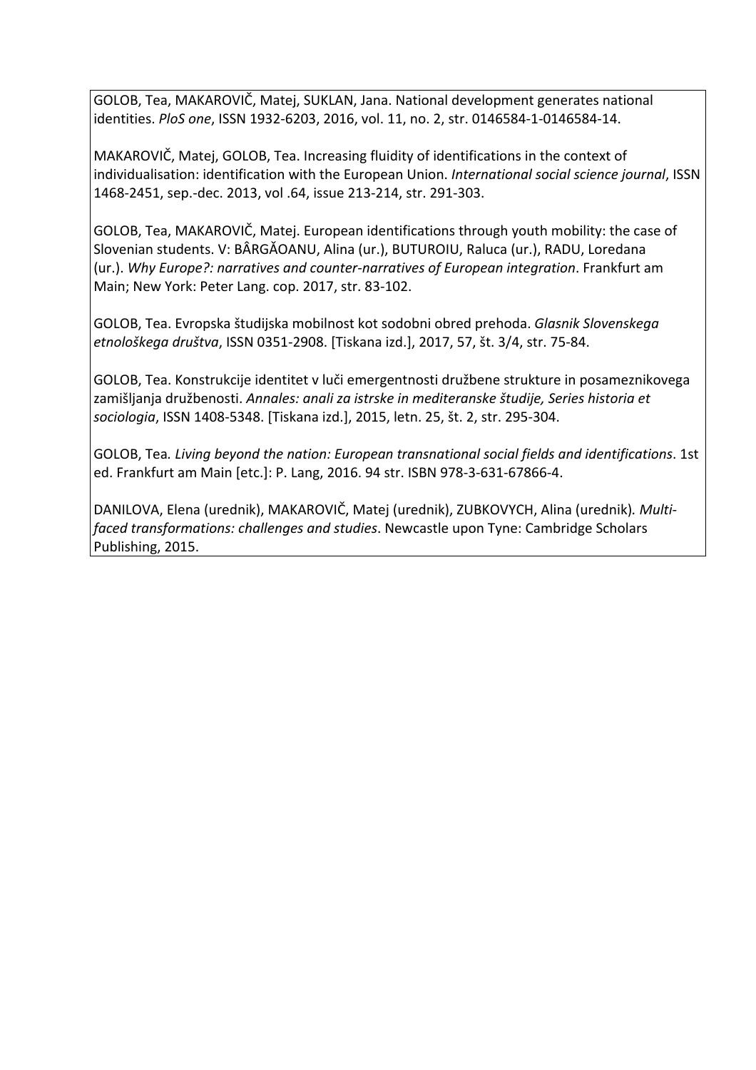GOLOB, Tea, MAKAROVIČ, Matej, SUKLAN, Jana. National development generates national identities. *PloS one*, ISSN 1932-6203, 2016, vol. 11, no. 2, str. 0146584-1-0146584-14.

MAKAROVIČ, Matej, GOLOB, Tea. Increasing fluidity of identifications in the context of individualisation: identification with the European Union. *International social science journal*, ISSN 1468-2451, sep.-dec. 2013, vol .64, issue 213-214, str. 291-303.

GOLOB, Tea, MAKAROVIČ, Matej. European identifications through youth mobility: the case of Slovenian students. V: BÂRGĂOANU, Alina (ur.), BUTUROIU, Raluca (ur.), RADU, Loredana (ur.). *Why Europe?: narratives and counter-narratives of European integration*. Frankfurt am Main; New York: Peter Lang. cop. 2017, str. 83-102.

GOLOB, Tea. Evropska študijska mobilnost kot sodobni obred prehoda. *Glasnik Slovenskega etnološkega društva*, ISSN 0351-2908. [Tiskana izd.], 2017, 57, št. 3/4, str. 75-84.

GOLOB, Tea. Konstrukcije identitet v luči emergentnosti družbene strukture in posameznikovega zamišljanja družbenosti. *Annales: anali za istrske in mediteranske študije, Series historia et sociologia*, ISSN 1408-5348. [Tiskana izd.], 2015, letn. 25, št. 2, str. 295-304.

GOLOB, Tea. *Living beyond the nation: European transnational social fields and identifications*. 1st ed. Frankfurt am Main [etc.]: P. Lang, 2016. 94 str. ISBN 978-3-631-67866-4.

DANILOVA, Elena (urednik), MAKAROVIČ, Matej (urednik), ZUBKOVYCH, Alina (urednik). *Multi-faced transformations: challenges and studies*. Newcastle upon Tyne: Cambridge Scholars Publishing, 2015.